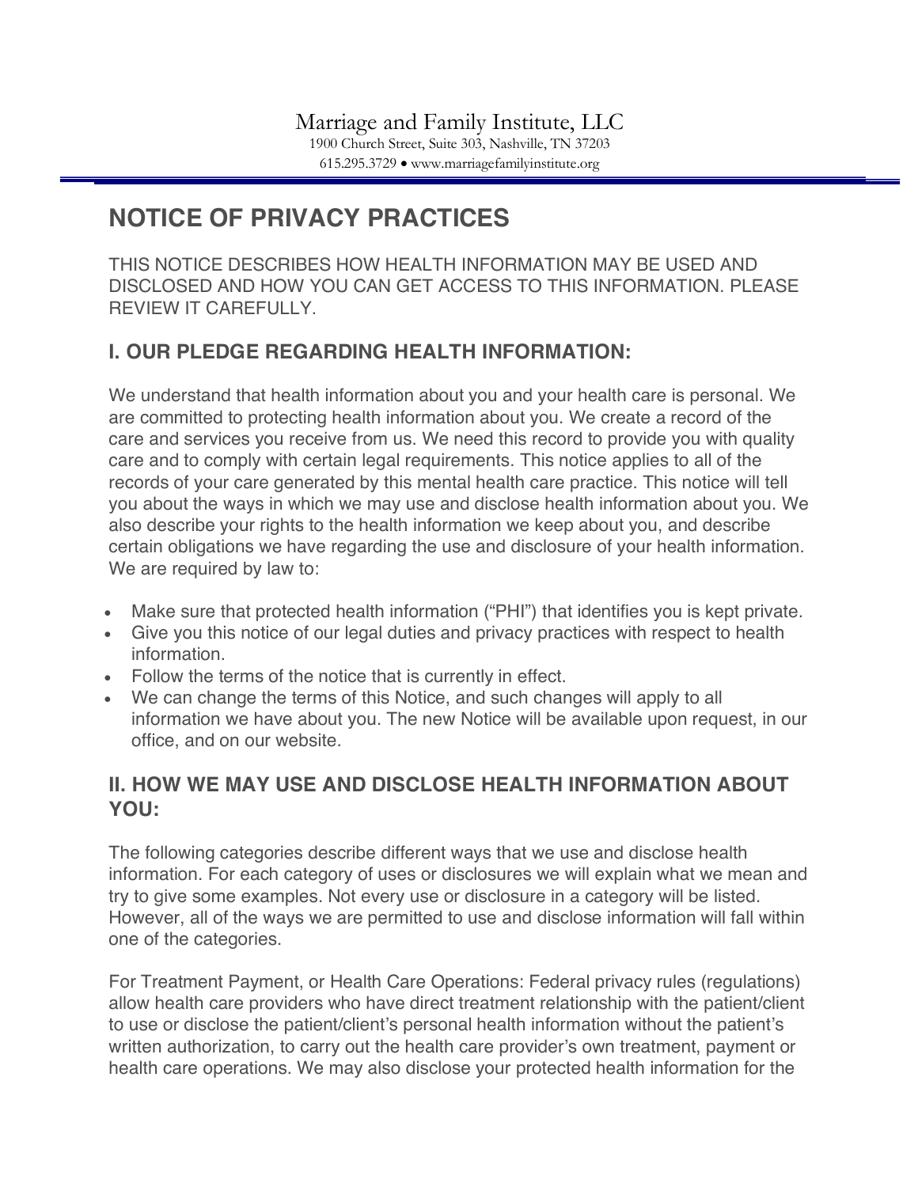Marriage and Family Institute, LLC

1900 Church Street, Suite 303, Nashville, TN 37203

615.295.3729 • www.marriagefamilyinstitute.org

# NOTICE OF PRIVACY PRACTICES

THIS NOTICE DESCRIBES HOW HEALTH INFORMATION MAY BE USED AND DISCLOSED AND HOW YOU CAN GET ACCESS TO THIS INFORMATION. PLEASE REVIEW IT CAREFULLY.

## I. OUR PLEDGE REGARDING HEALTH INFORMATION:

We understand that health information about you and your health care is personal. We are committed to protecting health information about you. We create a record of the care and services you receive from us. We need this record to provide you with quality care and to comply with certain legal requirements. This notice applies to all of the records of your care generated by this mental health care practice. This notice will tell you about the ways in which we may use and disclose health information about you. We also describe your rights to the health information we keep about you, and describe certain obligations we have regarding the use and disclosure of your health information. We are required by law to:

- Make sure that protected health information ("PHI") that identifies you is kept private.
- Give you this notice of our legal duties and privacy practices with respect to health information.
- Follow the terms of the notice that is currently in effect.
- We can change the terms of this Notice, and such changes will apply to all information we have about you. The new Notice will be available upon request, in our office, and on our website.

## II. HOW WE MAY USE AND DISCLOSE HEALTH INFORMATION ABOUT YOU:

The following categories describe different ways that we use and disclose health information. For each category of uses or disclosures we will explain what we mean and try to give some examples. Not every use or disclosure in a category will be listed. However, all of the ways we are permitted to use and disclose information will fall within one of the categories.

For Treatment Payment, or Health Care Operations: Federal privacy rules (regulations) allow health care providers who have direct treatment relationship with the patient/client to use or disclose the patient/client's personal health information without the patient's written authorization, to carry out the health care provider's own treatment, payment or health care operations. We may also disclose your protected health information for the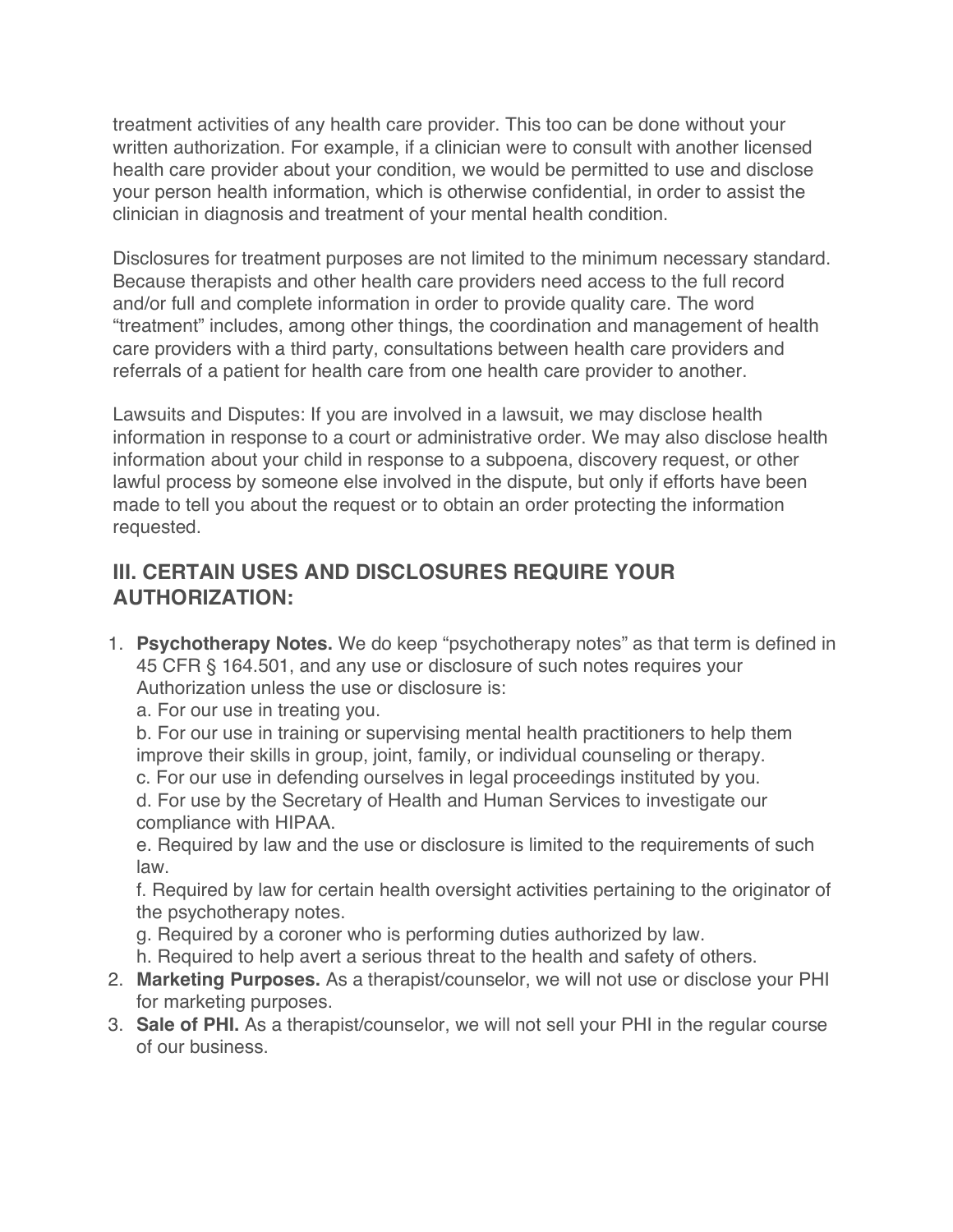treatment activities of any health care provider. This too can be done without your written authorization. For example, if a clinician were to consult with another licensed health care provider about your condition, we would be permitted to use and disclose your person health information, which is otherwise confidential, in order to assist the clinician in diagnosis and treatment of your mental health condition.

Disclosures for treatment purposes are not limited to the minimum necessary standard. Because therapists and other health care providers need access to the full record and/or full and complete information in order to provide quality care. The word "treatment" includes, among other things, the coordination and management of health care providers with a third party, consultations between health care providers and referrals of a patient for health care from one health care provider to another.

Lawsuits and Disputes: If you are involved in a lawsuit, we may disclose health information in response to a court or administrative order. We may also disclose health information about your child in response to a subpoena, discovery request, or other lawful process by someone else involved in the dispute, but only if efforts have been made to tell you about the request or to obtain an order protecting the information requested.

## III. CERTAIN USES AND DISCLOSURES REQUIRE YOUR AUTHORIZATION:

1. **Psychotherapy Notes.** We do keep "psychotherapy notes" as that term is defined in 45 CFR § 164.501, and any use or disclosure of such notes requires your Authorization unless the use or disclosure is:
   a. For our use in treating you.
   b. For our use in training or supervising mental health practitioners to help them improve their skills in group, joint, family, or individual counseling or therapy.
   c. For our use in defending ourselves in legal proceedings instituted by you.
   d. For use by the Secretary of Health and Human Services to investigate our compliance with HIPAA.
   e. Required by law and the use or disclosure is limited to the requirements of such law.
   f. Required by law for certain health oversight activities pertaining to the originator of the psychotherapy notes.
   g. Required by a coroner who is performing duties authorized by law.
   h. Required to help avert a serious threat to the health and safety of others.
2. **Marketing Purposes.** As a therapist/counselor, we will not use or disclose your PHI for marketing purposes.
3. **Sale of PHI.** As a therapist/counselor, we will not sell your PHI in the regular course of our business.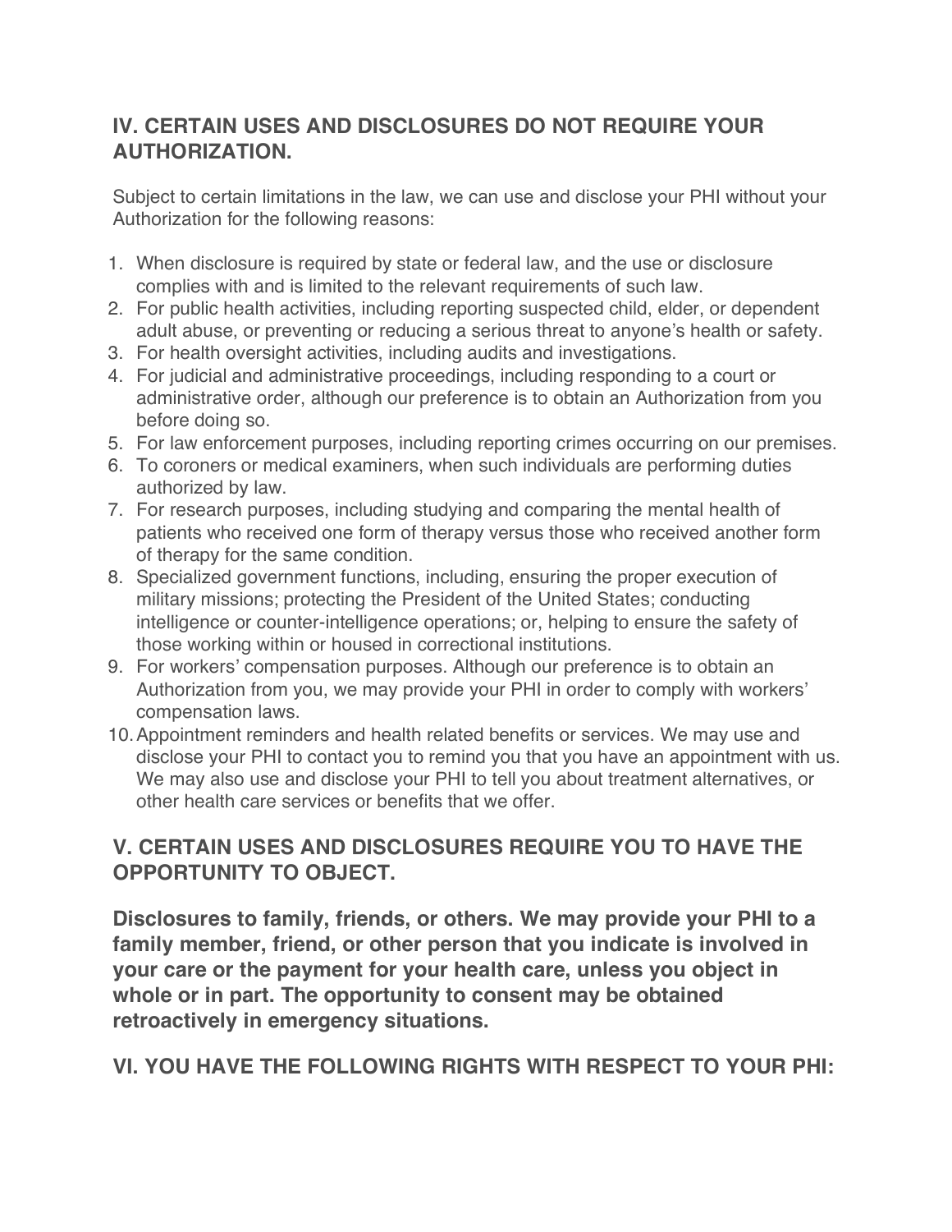## IV. CERTAIN USES AND DISCLOSURES DO NOT REQUIRE YOUR AUTHORIZATION.

Subject to certain limitations in the law, we can use and disclose your PHI without your Authorization for the following reasons:

1. When disclosure is required by state or federal law, and the use or disclosure complies with and is limited to the relevant requirements of such law.
2. For public health activities, including reporting suspected child, elder, or dependent adult abuse, or preventing or reducing a serious threat to anyone's health or safety.
3. For health oversight activities, including audits and investigations.
4. For judicial and administrative proceedings, including responding to a court or administrative order, although our preference is to obtain an Authorization from you before doing so.
5. For law enforcement purposes, including reporting crimes occurring on our premises.
6. To coroners or medical examiners, when such individuals are performing duties authorized by law.
7. For research purposes, including studying and comparing the mental health of patients who received one form of therapy versus those who received another form of therapy for the same condition.
8. Specialized government functions, including, ensuring the proper execution of military missions; protecting the President of the United States; conducting intelligence or counter-intelligence operations; or, helping to ensure the safety of those working within or housed in correctional institutions.
9. For workers' compensation purposes. Although our preference is to obtain an Authorization from you, we may provide your PHI in order to comply with workers' compensation laws.
10. Appointment reminders and health related benefits or services. We may use and disclose your PHI to contact you to remind you that you have an appointment with us. We may also use and disclose your PHI to tell you about treatment alternatives, or other health care services or benefits that we offer.

## V. CERTAIN USES AND DISCLOSURES REQUIRE YOU TO HAVE THE OPPORTUNITY TO OBJECT.

**Disclosures to family, friends, or others. We may provide your PHI to a family member, friend, or other person that you indicate is involved in your care or the payment for your health care, unless you object in whole or in part. The opportunity to consent may be obtained retroactively in emergency situations.**

## VI. YOU HAVE THE FOLLOWING RIGHTS WITH RESPECT TO YOUR PHI: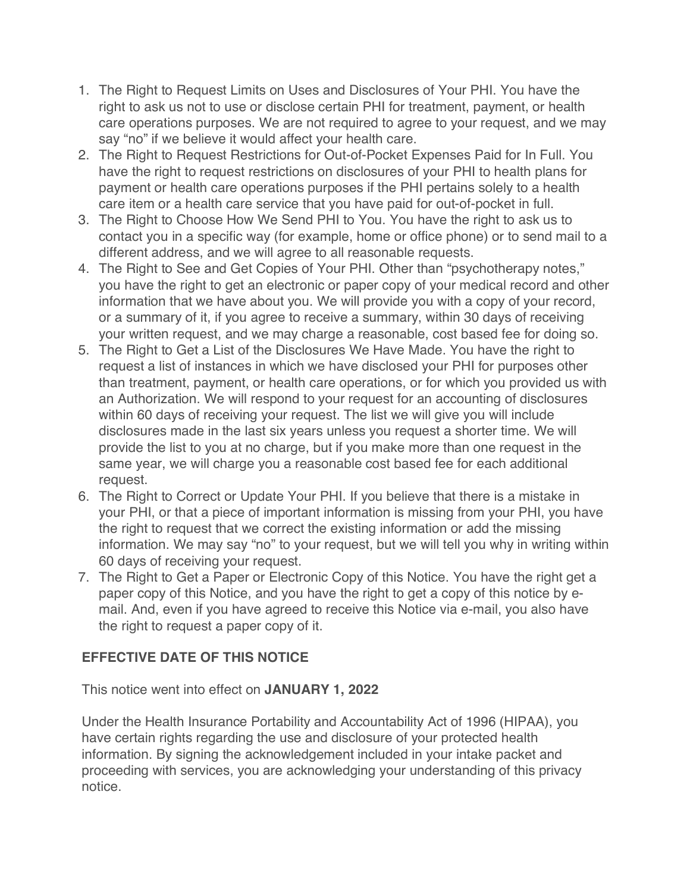1. The Right to Request Limits on Uses and Disclosures of Your PHI. You have the right to ask us not to use or disclose certain PHI for treatment, payment, or health care operations purposes. We are not required to agree to your request, and we may say "no" if we believe it would affect your health care.
2. The Right to Request Restrictions for Out-of-Pocket Expenses Paid for In Full. You have the right to request restrictions on disclosures of your PHI to health plans for payment or health care operations purposes if the PHI pertains solely to a health care item or a health care service that you have paid for out-of-pocket in full.
3. The Right to Choose How We Send PHI to You. You have the right to ask us to contact you in a specific way (for example, home or office phone) or to send mail to a different address, and we will agree to all reasonable requests.
4. The Right to See and Get Copies of Your PHI. Other than "psychotherapy notes," you have the right to get an electronic or paper copy of your medical record and other information that we have about you. We will provide you with a copy of your record, or a summary of it, if you agree to receive a summary, within 30 days of receiving your written request, and we may charge a reasonable, cost based fee for doing so.
5. The Right to Get a List of the Disclosures We Have Made. You have the right to request a list of instances in which we have disclosed your PHI for purposes other than treatment, payment, or health care operations, or for which you provided us with an Authorization. We will respond to your request for an accounting of disclosures within 60 days of receiving your request. The list we will give you will include disclosures made in the last six years unless you request a shorter time. We will provide the list to you at no charge, but if you make more than one request in the same year, we will charge you a reasonable cost based fee for each additional request.
6. The Right to Correct or Update Your PHI. If you believe that there is a mistake in your PHI, or that a piece of important information is missing from your PHI, you have the right to request that we correct the existing information or add the missing information. We may say "no" to your request, but we will tell you why in writing within 60 days of receiving your request.
7. The Right to Get a Paper or Electronic Copy of this Notice. You have the right get a paper copy of this Notice, and you have the right to get a copy of this notice by e-mail. And, even if you have agreed to receive this Notice via e-mail, you also have the right to request a paper copy of it.

**EFFECTIVE DATE OF THIS NOTICE**

This notice went into effect on **JANUARY 1, 2022**

Under the Health Insurance Portability and Accountability Act of 1996 (HIPAA), you have certain rights regarding the use and disclosure of your protected health information. By signing the acknowledgement included in your intake packet and proceeding with services, you are acknowledging your understanding of this privacy notice.